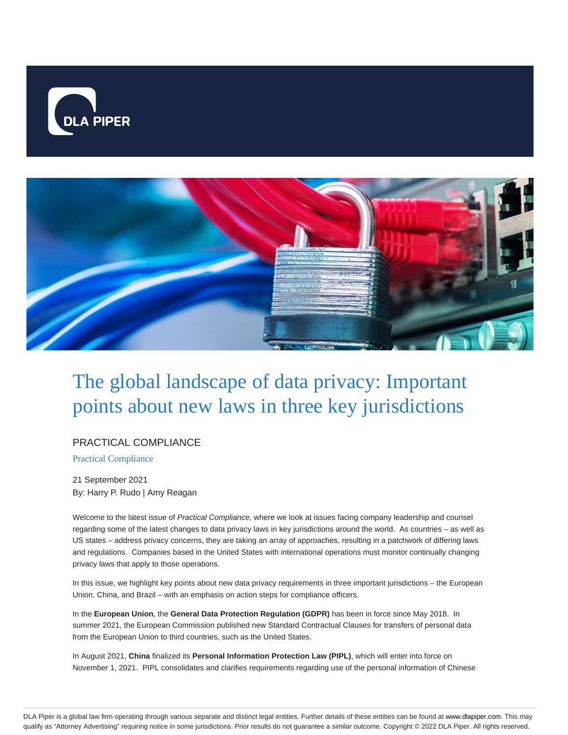# The global landscape of data privacy: Important points about new laws in three key jurisdictions

PRACTICAL COMPLIANCE

Practical Compliance

21 September 2021
By: Harry P. Rudo | Amy Reagan

Welcome to the latest issue of *Practical Compliance*, where we look at issues facing company leadership and counsel regarding some of the latest changes to data privacy laws in key jurisdictions around the world. As countries – as well as US states – address privacy concerns, they are taking an array of approaches, resulting in a patchwork of differing laws and regulations. Companies based in the United States with international operations must monitor continually changing privacy laws that apply to those operations.

In this issue, we highlight key points about new data privacy requirements in three important jurisdictions – the European Union, China, and Brazil – with an emphasis on action steps for compliance officers.

In the **European Union**, the **General Data Protection Regulation (GDPR)** has been in force since May 2018. In summer 2021, the European Commission published new Standard Contractual Clauses for transfers of personal data from the European Union to third countries, such as the United States.

In August 2021, **China** finalized its **Personal Information Protection Law (PIPL)**, which will enter into force on November 1, 2021. PIPL consolidates and clarifies requirements regarding use of the personal information of Chinese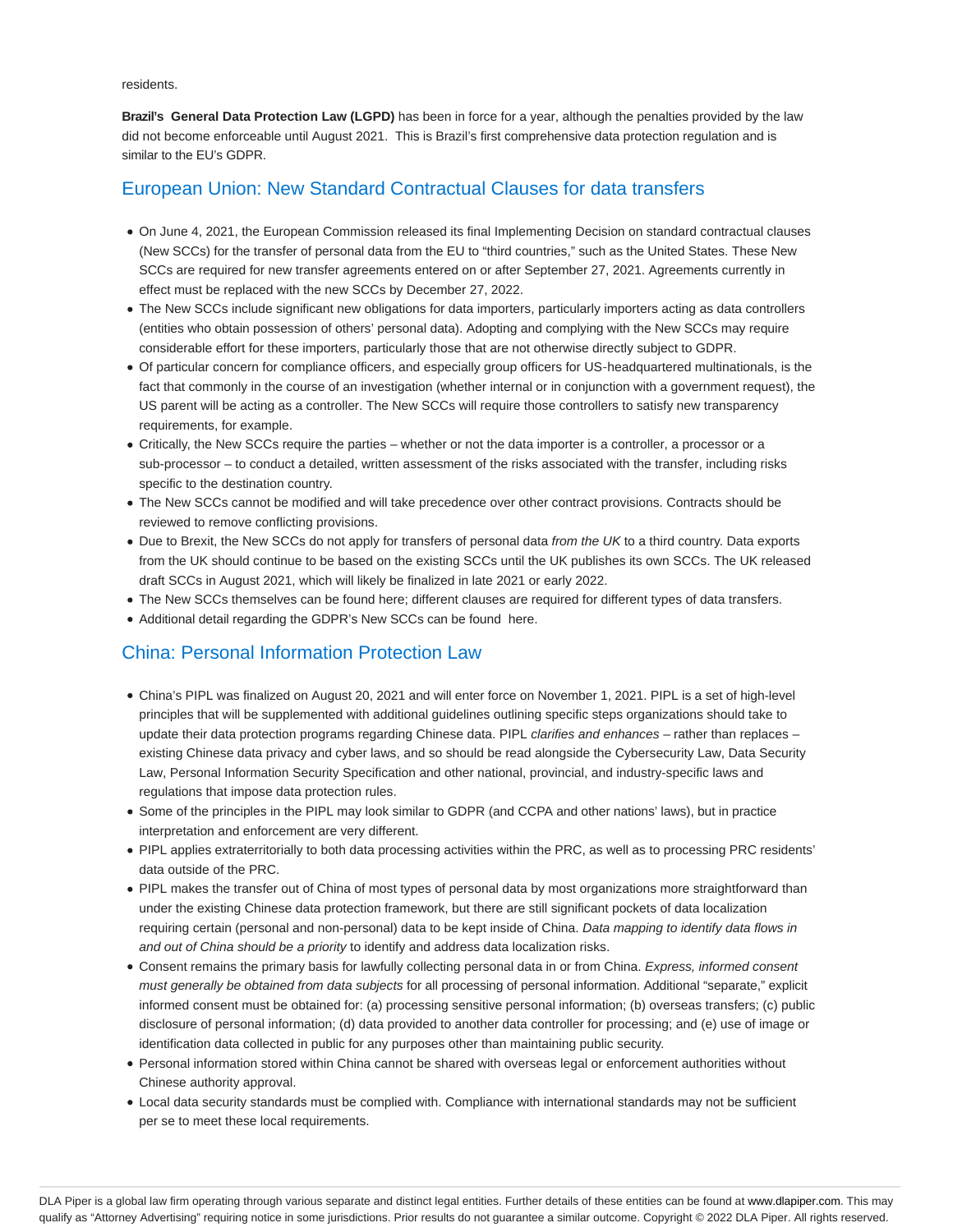residents.

**Brazil's General Data Protection Law (LGPD)** has been in force for a year, although the penalties provided by the law did not become enforceable until August 2021. This is Brazil's first comprehensive data protection regulation and is similar to the EU's GDPR.

## European Union: New Standard Contractual Clauses for data transfers

- On June 4, 2021, the European Commission released its final Implementing Decision on standard contractual clauses (New SCCs) for the transfer of personal data from the EU to "third countries," such as the United States. These New SCCs are required for new transfer agreements entered on or after September 27, 2021. Agreements currently in effect must be replaced with the new SCCs by December 27, 2022.
- The New SCCs include significant new obligations for data importers, particularly importers acting as data controllers (entities who obtain possession of others' personal data). Adopting and complying with the New SCCs may require considerable effort for these importers, particularly those that are not otherwise directly subject to GDPR.
- Of particular concern for compliance officers, and especially group officers for US-headquartered multinationals, is the fact that commonly in the course of an investigation (whether internal or in conjunction with a government request), the US parent will be acting as a controller. The New SCCs will require those controllers to satisfy new transparency requirements, for example.
- Critically, the New SCCs require the parties – whether or not the data importer is a controller, a processor or a sub-processor – to conduct a detailed, written assessment of the risks associated with the transfer, including risks specific to the destination country.
- The New SCCs cannot be modified and will take precedence over other contract provisions. Contracts should be reviewed to remove conflicting provisions.
- Due to Brexit, the New SCCs do not apply for transfers of personal data *from the UK* to a third country. Data exports from the UK should continue to be based on the existing SCCs until the UK publishes its own SCCs. The UK released draft SCCs in August 2021, which will likely be finalized in late 2021 or early 2022.
- The New SCCs themselves can be found here; different clauses are required for different types of data transfers.
- Additional detail regarding the GDPR's New SCCs can be found here.

## China: Personal Information Protection Law

- China's PIPL was finalized on August 20, 2021 and will enter force on November 1, 2021. PIPL is a set of high-level principles that will be supplemented with additional guidelines outlining specific steps organizations should take to update their data protection programs regarding Chinese data. PIPL *clarifies and enhances* – rather than replaces – existing Chinese data privacy and cyber laws, and so should be read alongside the Cybersecurity Law, Data Security Law, Personal Information Security Specification and other national, provincial, and industry-specific laws and regulations that impose data protection rules.
- Some of the principles in the PIPL may look similar to GDPR (and CCPA and other nations' laws), but in practice interpretation and enforcement are very different.
- PIPL applies extraterritorially to both data processing activities within the PRC, as well as to processing PRC residents' data outside of the PRC.
- PIPL makes the transfer out of China of most types of personal data by most organizations more straightforward than under the existing Chinese data protection framework, but there are still significant pockets of data localization requiring certain (personal and non-personal) data to be kept inside of China. *Data mapping to identify data flows in and out of China should be a priority* to identify and address data localization risks.
- Consent remains the primary basis for lawfully collecting personal data in or from China. *Express, informed consent must generally be obtained from data subjects* for all processing of personal information. Additional "separate," explicit informed consent must be obtained for: (a) processing sensitive personal information; (b) overseas transfers; (c) public disclosure of personal information; (d) data provided to another data controller for processing; and (e) use of image or identification data collected in public for any purposes other than maintaining public security.
- Personal information stored within China cannot be shared with overseas legal or enforcement authorities without Chinese authority approval.
- Local data security standards must be complied with. Compliance with international standards may not be sufficient per se to meet these local requirements.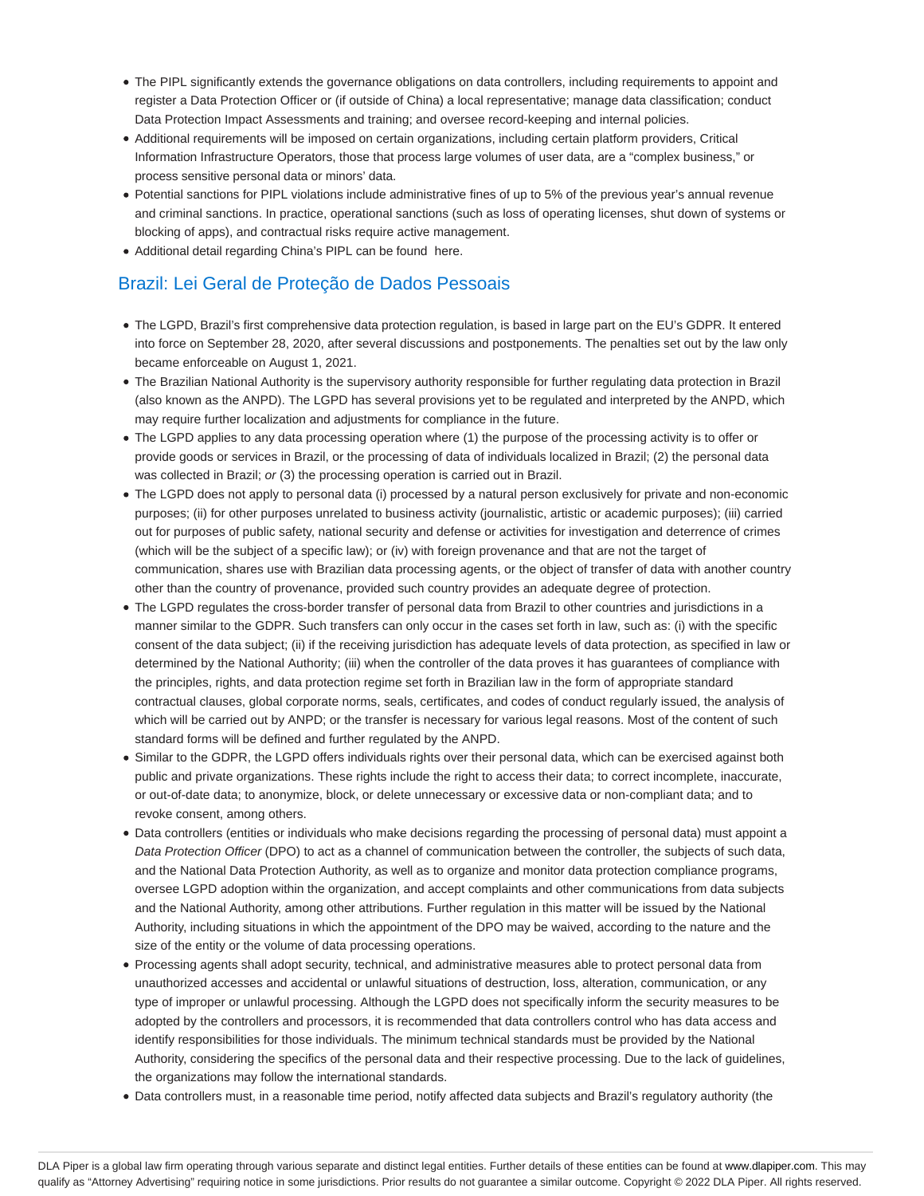- The PIPL significantly extends the governance obligations on data controllers, including requirements to appoint and register a Data Protection Officer or (if outside of China) a local representative; manage data classification; conduct Data Protection Impact Assessments and training; and oversee record-keeping and internal policies.
- Additional requirements will be imposed on certain organizations, including certain platform providers, Critical Information Infrastructure Operators, those that process large volumes of user data, are a "complex business," or process sensitive personal data or minors' data.
- Potential sanctions for PIPL violations include administrative fines of up to 5% of the previous year's annual revenue and criminal sanctions. In practice, operational sanctions (such as loss of operating licenses, shut down of systems or blocking of apps), and contractual risks require active management.
- Additional detail regarding China's PIPL can be found here.

## Brazil: Lei Geral de Proteção de Dados Pessoais

- The LGPD, Brazil's first comprehensive data protection regulation, is based in large part on the EU's GDPR. It entered into force on September 28, 2020, after several discussions and postponements. The penalties set out by the law only became enforceable on August 1, 2021.
- The Brazilian National Authority is the supervisory authority responsible for further regulating data protection in Brazil (also known as the ANPD). The LGPD has several provisions yet to be regulated and interpreted by the ANPD, which may require further localization and adjustments for compliance in the future.
- The LGPD applies to any data processing operation where (1) the purpose of the processing activity is to offer or provide goods or services in Brazil, or the processing of data of individuals localized in Brazil; (2) the personal data was collected in Brazil; *or* (3) the processing operation is carried out in Brazil.
- The LGPD does not apply to personal data (i) processed by a natural person exclusively for private and non-economic purposes; (ii) for other purposes unrelated to business activity (journalistic, artistic or academic purposes); (iii) carried out for purposes of public safety, national security and defense or activities for investigation and deterrence of crimes (which will be the subject of a specific law); or (iv) with foreign provenance and that are not the target of communication, shares use with Brazilian data processing agents, or the object of transfer of data with another country other than the country of provenance, provided such country provides an adequate degree of protection.
- The LGPD regulates the cross-border transfer of personal data from Brazil to other countries and jurisdictions in a manner similar to the GDPR. Such transfers can only occur in the cases set forth in law, such as: (i) with the specific consent of the data subject; (ii) if the receiving jurisdiction has adequate levels of data protection, as specified in law or determined by the National Authority; (iii) when the controller of the data proves it has guarantees of compliance with the principles, rights, and data protection regime set forth in Brazilian law in the form of appropriate standard contractual clauses, global corporate norms, seals, certificates, and codes of conduct regularly issued, the analysis of which will be carried out by ANPD; or the transfer is necessary for various legal reasons. Most of the content of such standard forms will be defined and further regulated by the ANPD.
- Similar to the GDPR, the LGPD offers individuals rights over their personal data, which can be exercised against both public and private organizations. These rights include the right to access their data; to correct incomplete, inaccurate, or out-of-date data; to anonymize, block, or delete unnecessary or excessive data or non-compliant data; and to revoke consent, among others.
- Data controllers (entities or individuals who make decisions regarding the processing of personal data) must appoint a *Data Protection Officer* (DPO) to act as a channel of communication between the controller, the subjects of such data, and the National Data Protection Authority, as well as to organize and monitor data protection compliance programs, oversee LGPD adoption within the organization, and accept complaints and other communications from data subjects and the National Authority, among other attributions. Further regulation in this matter will be issued by the National Authority, including situations in which the appointment of the DPO may be waived, according to the nature and the size of the entity or the volume of data processing operations.
- Processing agents shall adopt security, technical, and administrative measures able to protect personal data from unauthorized accesses and accidental or unlawful situations of destruction, loss, alteration, communication, or any type of improper or unlawful processing. Although the LGPD does not specifically inform the security measures to be adopted by the controllers and processors, it is recommended that data controllers control who has data access and identify responsibilities for those individuals. The minimum technical standards must be provided by the National Authority, considering the specifics of the personal data and their respective processing. Due to the lack of guidelines, the organizations may follow the international standards.
- Data controllers must, in a reasonable time period, notify affected data subjects and Brazil's regulatory authority (the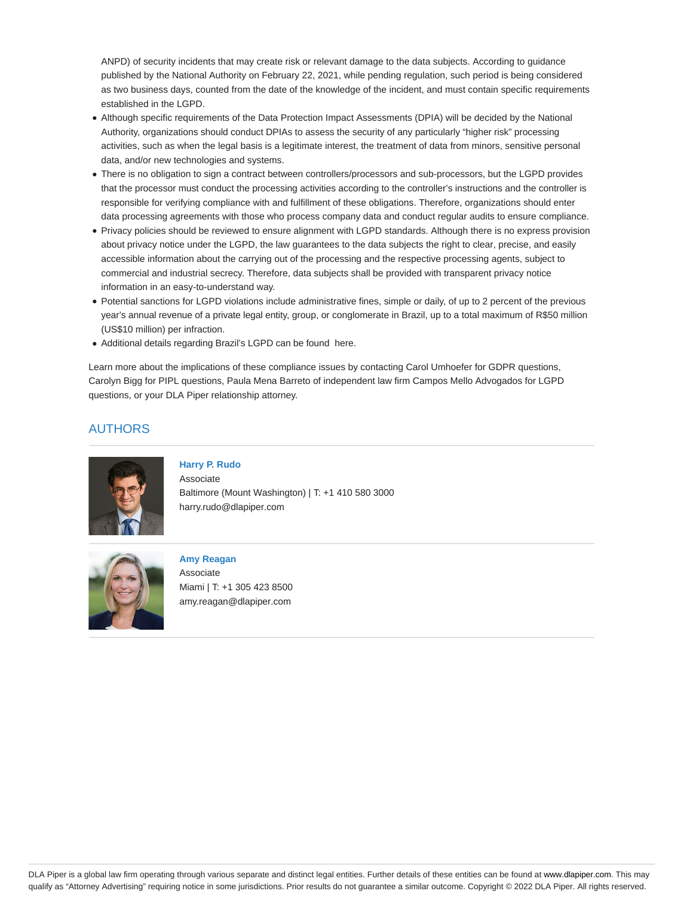ANPD) of security incidents that may create risk or relevant damage to the data subjects. According to guidance published by the National Authority on February 22, 2021, while pending regulation, such period is being considered as two business days, counted from the date of the knowledge of the incident, and must contain specific requirements established in the LGPD.

- Although specific requirements of the Data Protection Impact Assessments (DPIA) will be decided by the National Authority, organizations should conduct DPIAs to assess the security of any particularly "higher risk" processing activities, such as when the legal basis is a legitimate interest, the treatment of data from minors, sensitive personal data, and/or new technologies and systems.
- There is no obligation to sign a contract between controllers/processors and sub-processors, but the LGPD provides that the processor must conduct the processing activities according to the controller's instructions and the controller is responsible for verifying compliance with and fulfillment of these obligations. Therefore, organizations should enter data processing agreements with those who process company data and conduct regular audits to ensure compliance.
- Privacy policies should be reviewed to ensure alignment with LGPD standards. Although there is no express provision about privacy notice under the LGPD, the law guarantees to the data subjects the right to clear, precise, and easily accessible information about the carrying out of the processing and the respective processing agents, subject to commercial and industrial secrecy. Therefore, data subjects shall be provided with transparent privacy notice information in an easy-to-understand way.
- Potential sanctions for LGPD violations include administrative fines, simple or daily, of up to 2 percent of the previous year's annual revenue of a private legal entity, group, or conglomerate in Brazil, up to a total maximum of R$50 million (US$10 million) per infraction.
- Additional details regarding Brazil's LGPD can be found here.

Learn more about the implications of these compliance issues by contacting Carol Umhoefer for GDPR questions, Carolyn Bigg for PIPL questions, Paula Mena Barreto of independent law firm Campos Mello Advogados for LGPD questions, or your DLA Piper relationship attorney.

## AUTHORS

**Harry P. Rudo**
Associate
Baltimore (Mount Washington) | T: +1 410 580 3000
harry.rudo@dlapiper.com

**Amy Reagan**
Associate
Miami | T: +1 305 423 8500
amy.reagan@dlapiper.com

DLA Piper is a global law firm operating through various separate and distinct legal entities. Further details of these entities can be found at www.dlapiper.com. This may qualify as "Attorney Advertising" requiring notice in some jurisdictions. Prior results do not guarantee a similar outcome. Copyright © 2022 DLA Piper. All rights reserved.